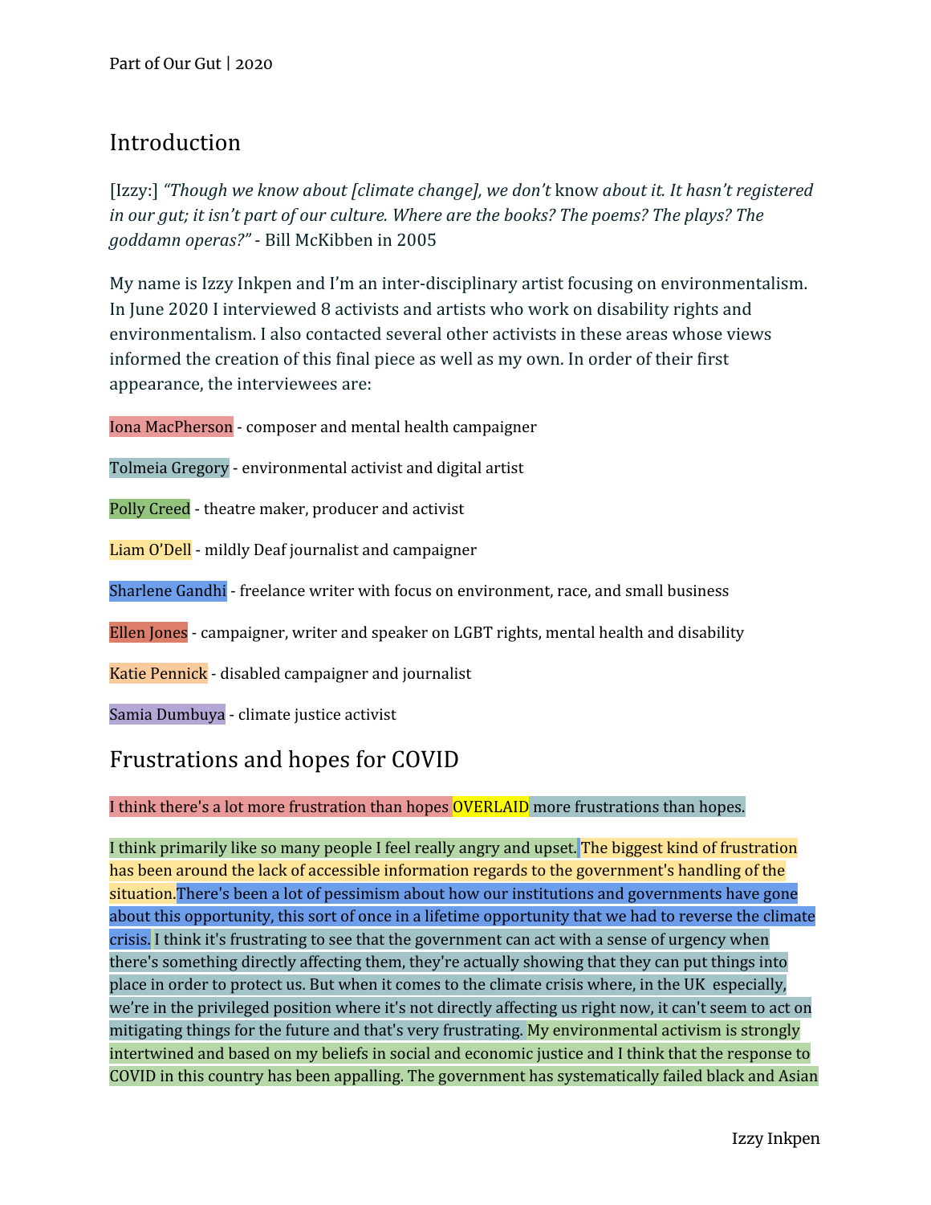## Introduction

[Izzy:] *"Though we know about [climate change], we don't* know *about it. It hasn't registered in our gut; it isn't part of our culture. Where are the books? The poems? The plays? The goddamn operas?"* - Bill McKibben in 2005

My name is Izzy Inkpen and I'm an inter-disciplinary artist focusing on environmentalism. In June 2020 I interviewed 8 activists and artists who work on disability rights and environmentalism. I also contacted several other activists in these areas whose views informed the creation of this final piece as well as my own. In order of their first appearance, the interviewees are:

Iona MacPherson - composer and mental health campaigner

Tolmeia Gregory - environmental activist and digital artist

Polly Creed - theatre maker, producer and activist

Liam O'Dell - mildly Deaf journalist and campaigner

Sharlene Gandhi - freelance writer with focus on environment, race, and small business

Ellen Jones - campaigner, writer and speaker on LGBT rights, mental health and disability

Katie Pennick - disabled campaigner and journalist

Samia Dumbuya - climate justice activist

## Frustrations and hopes for COVID

I think there's a lot more frustration than hopes OVERLAID more frustrations than hopes.

I think primarily like so many people I feel really angry and upset. The biggest kind of frustration has been around the lack of accessible information regards to the government's handling of the situation. There's been a lot of pessimism about how our institutions and governments have gone about this opportunity, this sort of once in a lifetime opportunity that we had to reverse the climate crisis. I think it's frustrating to see that the government can act with a sense of urgency when there's something directly affecting them, they're actually showing that they can put things into place in order to protect us. But when it comes to the climate crisis where, in the UK especially, we're in the privileged position where it's not directly affecting us right now, it can't seem to act on mitigating things for the future and that's very frustrating. My environmental activism is strongly intertwined and based on my beliefs in social and economic justice and I think that the response to COVID in this country has been appalling. The government has systematically failed black and Asian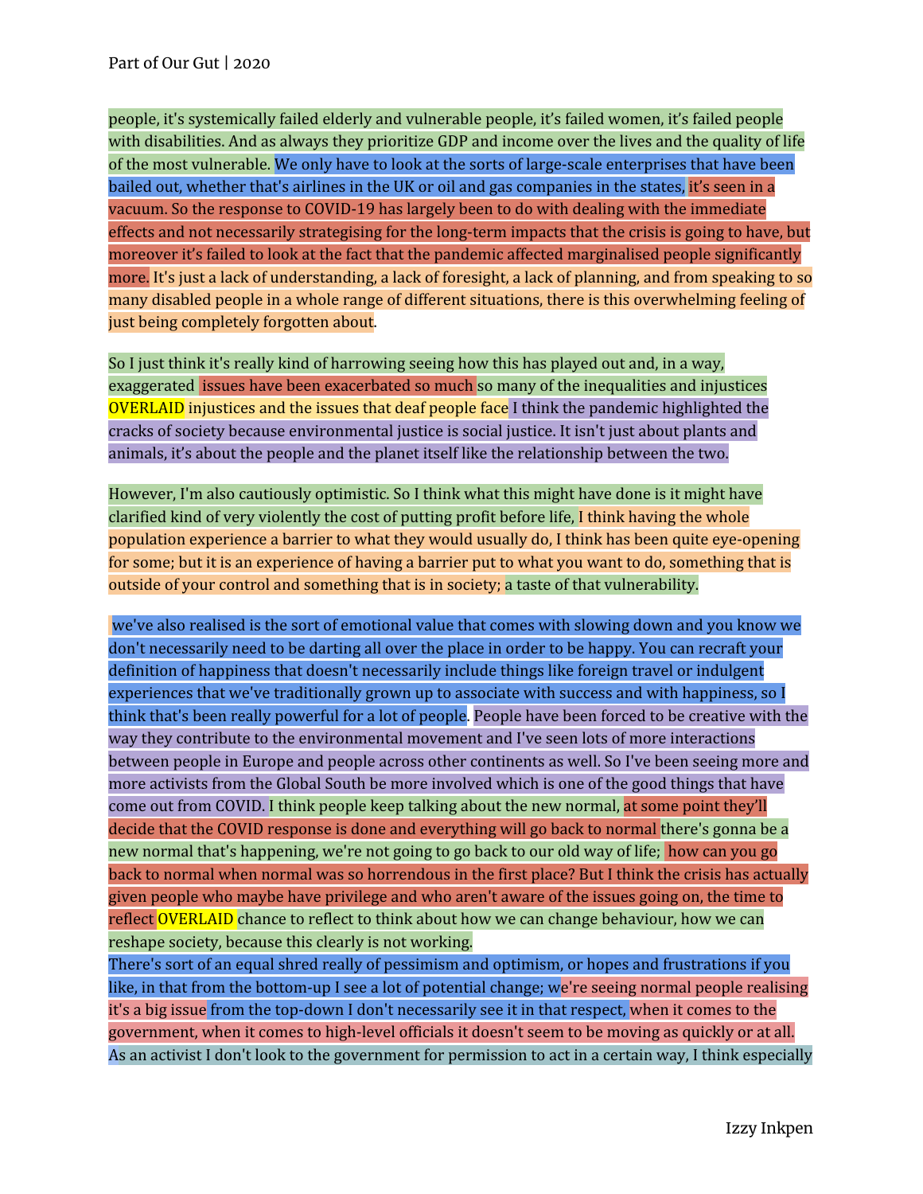people, it's systemically failed elderly and vulnerable people, it's failed women, it's failed people with disabilities. And as always they prioritize GDP and income over the lives and the quality of life of the most vulnerable. We only have to look at the sorts of large-scale enterprises that have been bailed out, whether that's airlines in the UK or oil and gas companies in the states, it's seen in a vacuum. So the response to COVID-19 has largely been to do with dealing with the immediate effects and not necessarily strategising for the long-term impacts that the crisis is going to have, but moreover it's failed to look at the fact that the pandemic affected marginalised people significantly more. It's just a lack of understanding, a lack of foresight, a lack of planning, and from speaking to so many disabled people in a whole range of different situations, there is this overwhelming feeling of just being completely forgotten about.

So I just think it's really kind of harrowing seeing how this has played out and, in a way, exaggerated issues have been exacerbated so much so many of the inequalities and injustices OVERLAID injustices and the issues that deaf people face I think the pandemic highlighted the cracks of society because environmental justice is social justice. It isn't just about plants and animals, it's about the people and the planet itself like the relationship between the two.

However, I'm also cautiously optimistic. So I think what this might have done is it might have clarified kind of very violently the cost of putting profit before life, I think having the whole population experience a barrier to what they would usually do, I think has been quite eye-opening for some; but it is an experience of having a barrier put to what you want to do, something that is outside of your control and something that is in society; a taste of that vulnerability.

we've also realised is the sort of emotional value that comes with slowing down and you know we don't necessarily need to be darting all over the place in order to be happy. You can recraft your definition of happiness that doesn't necessarily include things like foreign travel or indulgent experiences that we've traditionally grown up to associate with success and with happiness, so I think that's been really powerful for a lot of people. People have been forced to be creative with the way they contribute to the environmental movement and I've seen lots of more interactions between people in Europe and people across other continents as well. So I've been seeing more and more activists from the Global South be more involved which is one of the good things that have come out from COVID. I think people keep talking about the new normal, at some point they'll decide that the COVID response is done and everything will go back to normal there's gonna be a new normal that's happening, we're not going to go back to our old way of life; how can you go back to normal when normal was so horrendous in the first place? But I think the crisis has actually given people who maybe have privilege and who aren't aware of the issues going on, the time to reflect OVERLAID chance to reflect to think about how we can change behaviour, how we can reshape society, because this clearly is not working.
There's sort of an equal shred really of pessimism and optimism, or hopes and frustrations if you like, in that from the bottom-up I see a lot of potential change; we're seeing normal people realising it's a big issue from the top-down I don't necessarily see it in that respect, when it comes to the government, when it comes to high-level officials it doesn't seem to be moving as quickly or at all. As an activist I don't look to the government for permission to act in a certain way, I think especially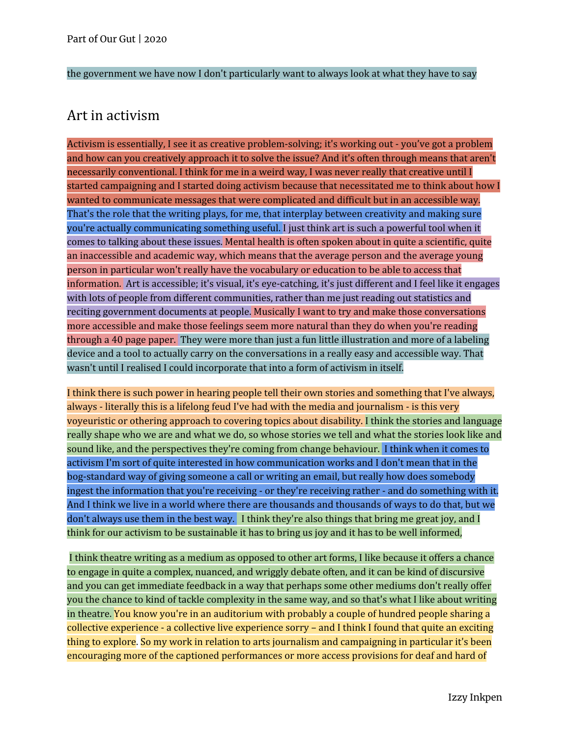the government we have now I don't particularly want to always look at what they have to say

## Art in activism

Activism is essentially, I see it as creative problem-solving; it's working out - you've got a problem and how can you creatively approach it to solve the issue? And it's often through means that aren't necessarily conventional. I think for me in a weird way, I was never really that creative until I started campaigning and I started doing activism because that necessitated me to think about how I wanted to communicate messages that were complicated and difficult but in an accessible way. That's the role that the writing plays, for me, that interplay between creativity and making sure you're actually communicating something useful. I just think art is such a powerful tool when it comes to talking about these issues. Mental health is often spoken about in quite a scientific, quite an inaccessible and academic way, which means that the average person and the average young person in particular won't really have the vocabulary or education to be able to access that information. Art is accessible; it's visual, it's eye-catching, it's just different and I feel like it engages with lots of people from different communities, rather than me just reading out statistics and reciting government documents at people. Musically I want to try and make those conversations more accessible and make those feelings seem more natural than they do when you're reading through a 40 page paper. They were more than just a fun little illustration and more of a labeling device and a tool to actually carry on the conversations in a really easy and accessible way. That wasn't until I realised I could incorporate that into a form of activism in itself.

I think there is such power in hearing people tell their own stories and something that I've always, always - literally this is a lifelong feud I've had with the media and journalism - is this very voyeuristic or othering approach to covering topics about disability. I think the stories and language really shape who we are and what we do, so whose stories we tell and what the stories look like and sound like, and the perspectives they're coming from change behaviour. I think when it comes to activism I'm sort of quite interested in how communication works and I don't mean that in the bog-standard way of giving someone a call or writing an email, but really how does somebody ingest the information that you're receiving - or they're receiving rather - and do something with it. And I think we live in a world where there are thousands and thousands of ways to do that, but we don't always use them in the best way. I think they're also things that bring me great joy, and I think for our activism to be sustainable it has to bring us joy and it has to be well informed,

I think theatre writing as a medium as opposed to other art forms, I like because it offers a chance to engage in quite a complex, nuanced, and wriggly debate often, and it can be kind of discursive and you can get immediate feedback in a way that perhaps some other mediums don't really offer you the chance to kind of tackle complexity in the same way, and so that's what I like about writing in theatre. You know you're in an auditorium with probably a couple of hundred people sharing a collective experience - a collective live experience sorry – and I think I found that quite an exciting thing to explore. So my work in relation to arts journalism and campaigning in particular it's been encouraging more of the captioned performances or more access provisions for deaf and hard of

Izzy Inkpen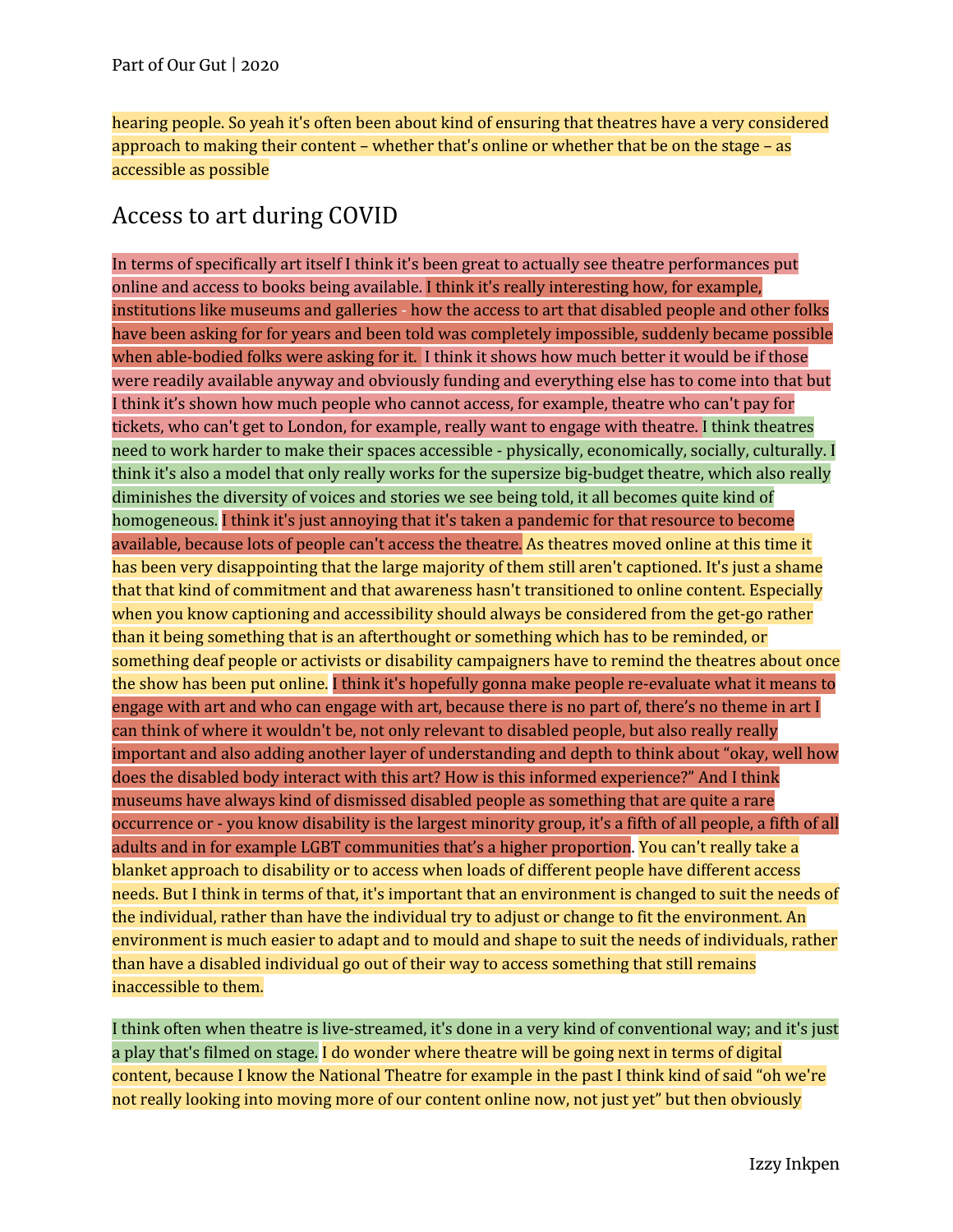hearing people. So yeah it's often been about kind of ensuring that theatres have a very considered approach to making their content – whether that's online or whether that be on the stage – as accessible as possible

## Access to art during COVID

In terms of specifically art itself I think it's been great to actually see theatre performances put online and access to books being available. I think it's really interesting how, for example, institutions like museums and galleries - how the access to art that disabled people and other folks have been asking for for years and been told was completely impossible, suddenly became possible when able-bodied folks were asking for it. I think it shows how much better it would be if those were readily available anyway and obviously funding and everything else has to come into that but I think it's shown how much people who cannot access, for example, theatre who can't pay for tickets, who can't get to London, for example, really want to engage with theatre. I think theatres need to work harder to make their spaces accessible - physically, economically, socially, culturally. I think it's also a model that only really works for the supersize big-budget theatre, which also really diminishes the diversity of voices and stories we see being told, it all becomes quite kind of homogeneous. I think it's just annoying that it's taken a pandemic for that resource to become available, because lots of people can't access the theatre. As theatres moved online at this time it has been very disappointing that the large majority of them still aren't captioned. It's just a shame that that kind of commitment and that awareness hasn't transitioned to online content. Especially when you know captioning and accessibility should always be considered from the get-go rather than it being something that is an afterthought or something which has to be reminded, or something deaf people or activists or disability campaigners have to remind the theatres about once the show has been put online. I think it's hopefully gonna make people re-evaluate what it means to engage with art and who can engage with art, because there is no part of, there's no theme in art I can think of where it wouldn't be, not only relevant to disabled people, but also really really important and also adding another layer of understanding and depth to think about "okay, well how does the disabled body interact with this art? How is this informed experience?" And I think museums have always kind of dismissed disabled people as something that are quite a rare occurrence or - you know disability is the largest minority group, it's a fifth of all people, a fifth of all adults and in for example LGBT communities that's a higher proportion. You can't really take a blanket approach to disability or to access when loads of different people have different access needs. But I think in terms of that, it's important that an environment is changed to suit the needs of the individual, rather than have the individual try to adjust or change to fit the environment. An environment is much easier to adapt and to mould and shape to suit the needs of individuals, rather than have a disabled individual go out of their way to access something that still remains inaccessible to them.

I think often when theatre is live-streamed, it's done in a very kind of conventional way; and it's just a play that's filmed on stage. I do wonder where theatre will be going next in terms of digital content, because I know the National Theatre for example in the past I think kind of said "oh we're not really looking into moving more of our content online now, not just yet" but then obviously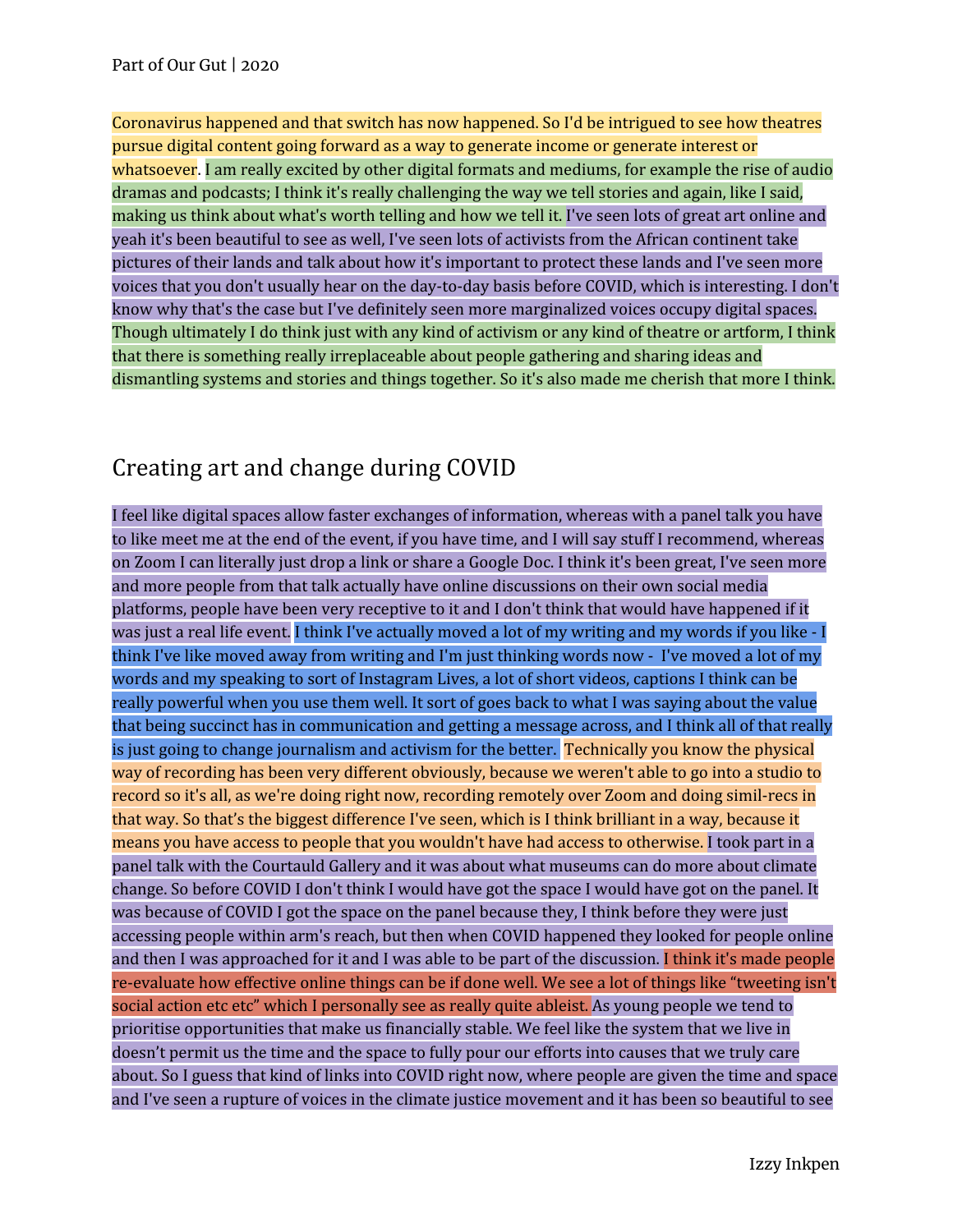Coronavirus happened and that switch has now happened. So I'd be intrigued to see how theatres pursue digital content going forward as a way to generate income or generate interest or whatsoever. I am really excited by other digital formats and mediums, for example the rise of audio dramas and podcasts; I think it's really challenging the way we tell stories and again, like I said, making us think about what's worth telling and how we tell it. I've seen lots of great art online and yeah it's been beautiful to see as well, I've seen lots of activists from the African continent take pictures of their lands and talk about how it's important to protect these lands and I've seen more voices that you don't usually hear on the day-to-day basis before COVID, which is interesting. I don't know why that's the case but I've definitely seen more marginalized voices occupy digital spaces. Though ultimately I do think just with any kind of activism or any kind of theatre or artform, I think that there is something really irreplaceable about people gathering and sharing ideas and dismantling systems and stories and things together. So it's also made me cherish that more I think.

## Creating art and change during COVID

I feel like digital spaces allow faster exchanges of information, whereas with a panel talk you have to like meet me at the end of the event, if you have time, and I will say stuff I recommend, whereas on Zoom I can literally just drop a link or share a Google Doc. I think it's been great, I've seen more and more people from that talk actually have online discussions on their own social media platforms, people have been very receptive to it and I don't think that would have happened if it was just a real life event. I think I've actually moved a lot of my writing and my words if you like - I think I've like moved away from writing and I'm just thinking words now - I've moved a lot of my words and my speaking to sort of Instagram Lives, a lot of short videos, captions I think can be really powerful when you use them well. It sort of goes back to what I was saying about the value that being succinct has in communication and getting a message across, and I think all of that really is just going to change journalism and activism for the better. Technically you know the physical way of recording has been very different obviously, because we weren't able to go into a studio to record so it's all, as we're doing right now, recording remotely over Zoom and doing simil-recs in that way. So that's the biggest difference I've seen, which is I think brilliant in a way, because it means you have access to people that you wouldn't have had access to otherwise. I took part in a panel talk with the Courtauld Gallery and it was about what museums can do more about climate change. So before COVID I don't think I would have got the space I would have got on the panel. It was because of COVID I got the space on the panel because they, I think before they were just accessing people within arm's reach, but then when COVID happened they looked for people online and then I was approached for it and I was able to be part of the discussion. I think it's made people re-evaluate how effective online things can be if done well. We see a lot of things like "tweeting isn't social action etc etc" which I personally see as really quite ableist. As young people we tend to prioritise opportunities that make us financially stable. We feel like the system that we live in doesn't permit us the time and the space to fully pour our efforts into causes that we truly care about. So I guess that kind of links into COVID right now, where people are given the time and space and I've seen a rupture of voices in the climate justice movement and it has been so beautiful to see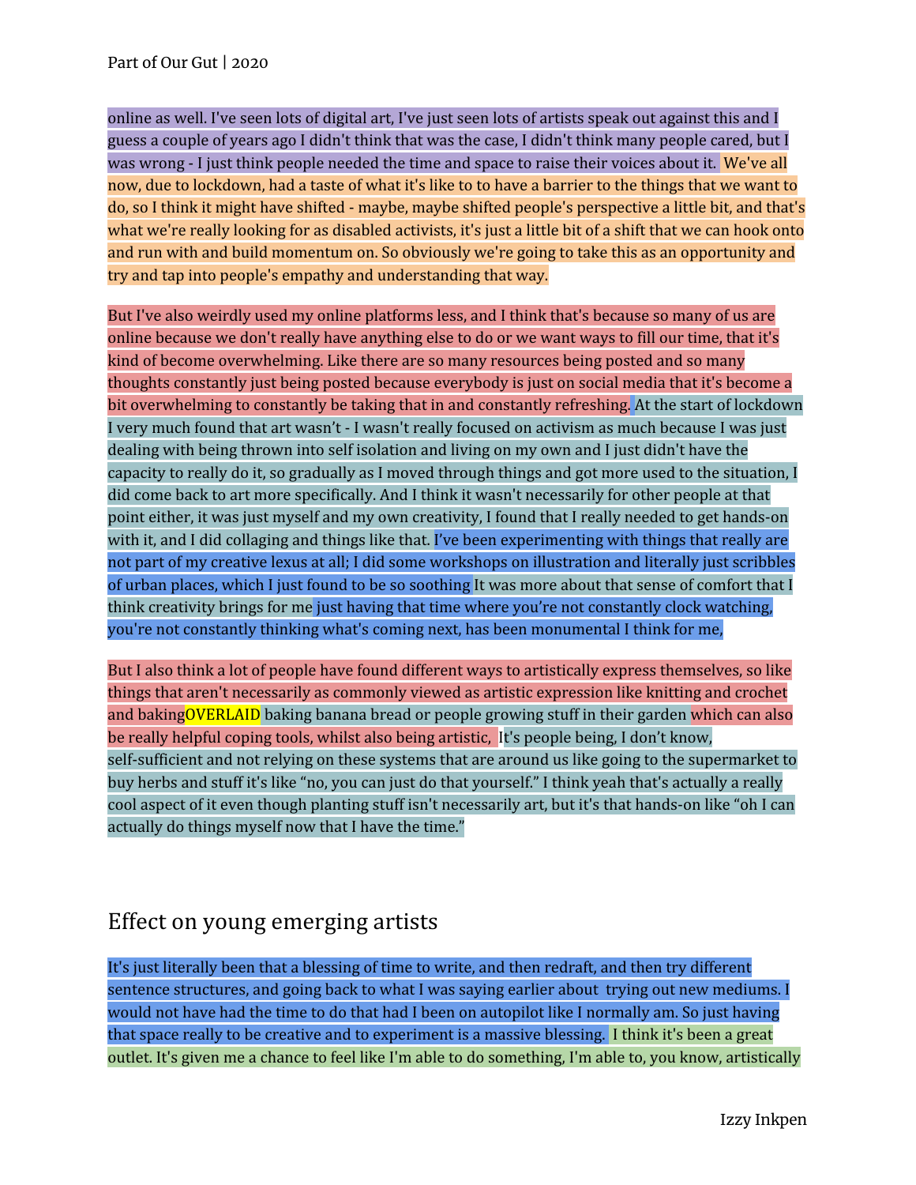online as well. I've seen lots of digital art, I've just seen lots of artists speak out against this and I guess a couple of years ago I didn't think that was the case, I didn't think many people cared, but I was wrong - I just think people needed the time and space to raise their voices about it. We've all now, due to lockdown, had a taste of what it's like to to have a barrier to the things that we want to do, so I think it might have shifted - maybe, maybe shifted people's perspective a little bit, and that's what we're really looking for as disabled activists, it's just a little bit of a shift that we can hook onto and run with and build momentum on. So obviously we're going to take this as an opportunity and try and tap into people's empathy and understanding that way.

But I've also weirdly used my online platforms less, and I think that's because so many of us are online because we don't really have anything else to do or we want ways to fill our time, that it's kind of become overwhelming. Like there are so many resources being posted and so many thoughts constantly just being posted because everybody is just on social media that it's become a bit overwhelming to constantly be taking that in and constantly refreshing. At the start of lockdown I very much found that art wasn't - I wasn't really focused on activism as much because I was just dealing with being thrown into self isolation and living on my own and I just didn't have the capacity to really do it, so gradually as I moved through things and got more used to the situation, I did come back to art more specifically. And I think it wasn't necessarily for other people at that point either, it was just myself and my own creativity, I found that I really needed to get hands-on with it, and I did collaging and things like that. I've been experimenting with things that really are not part of my creative lexus at all; I did some workshops on illustration and literally just scribbles of urban places, which I just found to be so soothing It was more about that sense of comfort that I think creativity brings for me just having that time where you're not constantly clock watching, you're not constantly thinking what's coming next, has been monumental I think for me,

But I also think a lot of people have found different ways to artistically express themselves, so like things that aren't necessarily as commonly viewed as artistic expression like knitting and crochet and bakingOVERLAID baking banana bread or people growing stuff in their garden which can also be really helpful coping tools, whilst also being artistic, It's people being, I don't know, self-sufficient and not relying on these systems that are around us like going to the supermarket to buy herbs and stuff it's like "no, you can just do that yourself." I think yeah that's actually a really cool aspect of it even though planting stuff isn't necessarily art, but it's that hands-on like "oh I can actually do things myself now that I have the time."

## Effect on young emerging artists

It's just literally been that a blessing of time to write, and then redraft, and then try different sentence structures, and going back to what I was saying earlier about trying out new mediums. I would not have had the time to do that had I been on autopilot like I normally am. So just having that space really to be creative and to experiment is a massive blessing. I think it's been a great outlet. It's given me a chance to feel like I'm able to do something, I'm able to, you know, artistically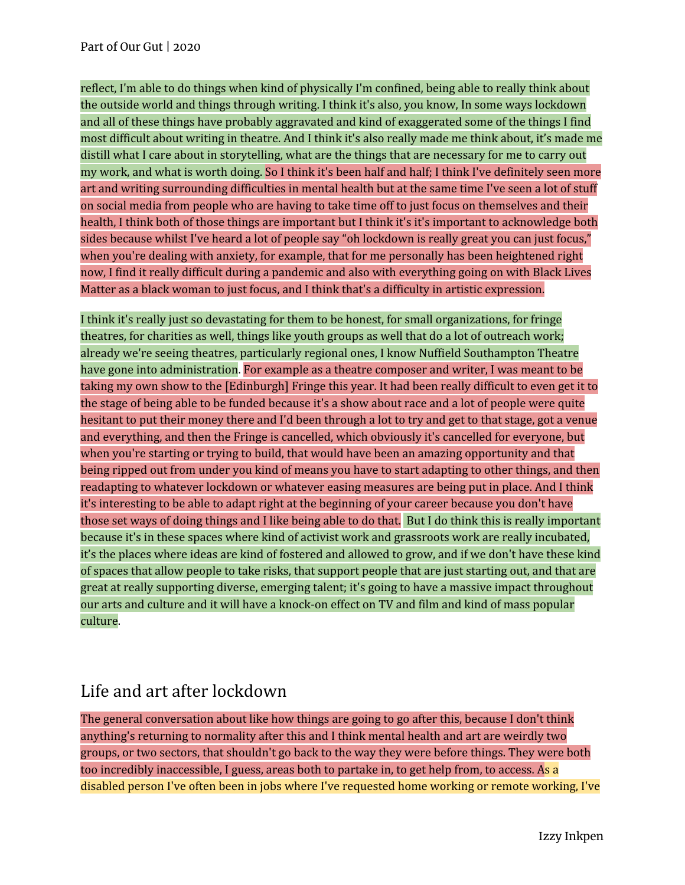reflect, I'm able to do things when kind of physically I'm confined, being able to really think about the outside world and things through writing. I think it's also, you know, In some ways lockdown and all of these things have probably aggravated and kind of exaggerated some of the things I find most difficult about writing in theatre. And I think it's also really made me think about, it's made me distill what I care about in storytelling, what are the things that are necessary for me to carry out my work, and what is worth doing. So I think it's been half and half; I think I've definitely seen more art and writing surrounding difficulties in mental health but at the same time I've seen a lot of stuff on social media from people who are having to take time off to just focus on themselves and their health, I think both of those things are important but I think it's it's important to acknowledge both sides because whilst I've heard a lot of people say "oh lockdown is really great you can just focus," when you're dealing with anxiety, for example, that for me personally has been heightened right now, I find it really difficult during a pandemic and also with everything going on with Black Lives Matter as a black woman to just focus, and I think that's a difficulty in artistic expression.

I think it's really just so devastating for them to be honest, for small organizations, for fringe theatres, for charities as well, things like youth groups as well that do a lot of outreach work; already we're seeing theatres, particularly regional ones, I know Nuffield Southampton Theatre have gone into administration. For example as a theatre composer and writer, I was meant to be taking my own show to the [Edinburgh] Fringe this year. It had been really difficult to even get it to the stage of being able to be funded because it's a show about race and a lot of people were quite hesitant to put their money there and I'd been through a lot to try and get to that stage, got a venue and everything, and then the Fringe is cancelled, which obviously it's cancelled for everyone, but when you're starting or trying to build, that would have been an amazing opportunity and that being ripped out from under you kind of means you have to start adapting to other things, and then readapting to whatever lockdown or whatever easing measures are being put in place. And I think it's interesting to be able to adapt right at the beginning of your career because you don't have those set ways of doing things and I like being able to do that. But I do think this is really important because it's in these spaces where kind of activist work and grassroots work are really incubated, it's the places where ideas are kind of fostered and allowed to grow, and if we don't have these kind of spaces that allow people to take risks, that support people that are just starting out, and that are great at really supporting diverse, emerging talent; it's going to have a massive impact throughout our arts and culture and it will have a knock-on effect on TV and film and kind of mass popular culture.

## Life and art after lockdown

The general conversation about like how things are going to go after this, because I don't think anything's returning to normality after this and I think mental health and art are weirdly two groups, or two sectors, that shouldn't go back to the way they were before things. They were both too incredibly inaccessible, I guess, areas both to partake in, to get help from, to access. As a disabled person I've often been in jobs where I've requested home working or remote working, I've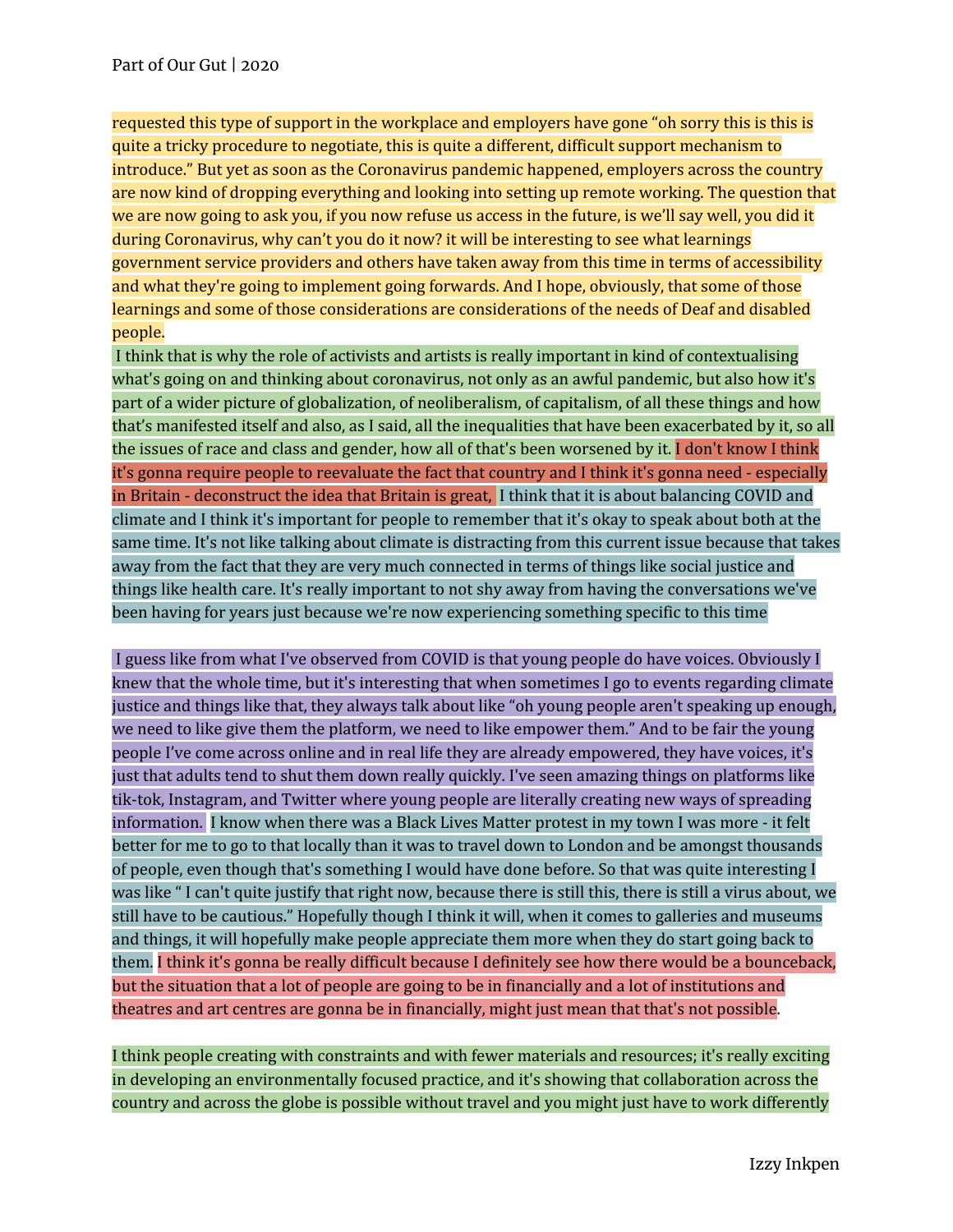requested this type of support in the workplace and employers have gone “oh sorry this is this is quite a tricky procedure to negotiate, this is quite a different, difficult support mechanism to introduce.” But yet as soon as the Coronavirus pandemic happened, employers across the country are now kind of dropping everything and looking into setting up remote working. The question that we are now going to ask you, if you now refuse us access in the future, is we’ll say well, you did it during Coronavirus, why can’t you do it now? it will be interesting to see what learnings government service providers and others have taken away from this time in terms of accessibility and what they're going to implement going forwards. And I hope, obviously, that some of those learnings and some of those considerations are considerations of the needs of Deaf and disabled people.

I think that is why the role of activists and artists is really important in kind of contextualising what's going on and thinking about coronavirus, not only as an awful pandemic, but also how it's part of a wider picture of globalization, of neoliberalism, of capitalism, of all these things and how that’s manifested itself and also, as I said, all the inequalities that have been exacerbated by it, so all the issues of race and class and gender, how all of that's been worsened by it. I don't know I think it's gonna require people to reevaluate the fact that country and I think it's gonna need - especially in Britain - deconstruct the idea that Britain is great, I think that it is about balancing COVID and climate and I think it's important for people to remember that it's okay to speak about both at the same time. It's not like talking about climate is distracting from this current issue because that takes away from the fact that they are very much connected in terms of things like social justice and things like health care. It's really important to not shy away from having the conversations we've been having for years just because we're now experiencing something specific to this time

I guess like from what I've observed from COVID is that young people do have voices. Obviously I knew that the whole time, but it's interesting that when sometimes I go to events regarding climate justice and things like that, they always talk about like “oh young people aren't speaking up enough, we need to like give them the platform, we need to like empower them.” And to be fair the young people I’ve come across online and in real life they are already empowered, they have voices, it's just that adults tend to shut them down really quickly. I've seen amazing things on platforms like tik-tok, Instagram, and Twitter where young people are literally creating new ways of spreading information. I know when there was a Black Lives Matter protest in my town I was more - it felt better for me to go to that locally than it was to travel down to London and be amongst thousands of people, even though that's something I would have done before. So that was quite interesting I was like “ I can't quite justify that right now, because there is still this, there is still a virus about, we still have to be cautious.” Hopefully though I think it will, when it comes to galleries and museums and things, it will hopefully make people appreciate them more when they do start going back to them. I think it's gonna be really difficult because I definitely see how there would be a bounceback, but the situation that a lot of people are going to be in financially and a lot of institutions and theatres and art centres are gonna be in financially, might just mean that that's not possible.

I think people creating with constraints and with fewer materials and resources; it's really exciting in developing an environmentally focused practice, and it's showing that collaboration across the country and across the globe is possible without travel and you might just have to work differently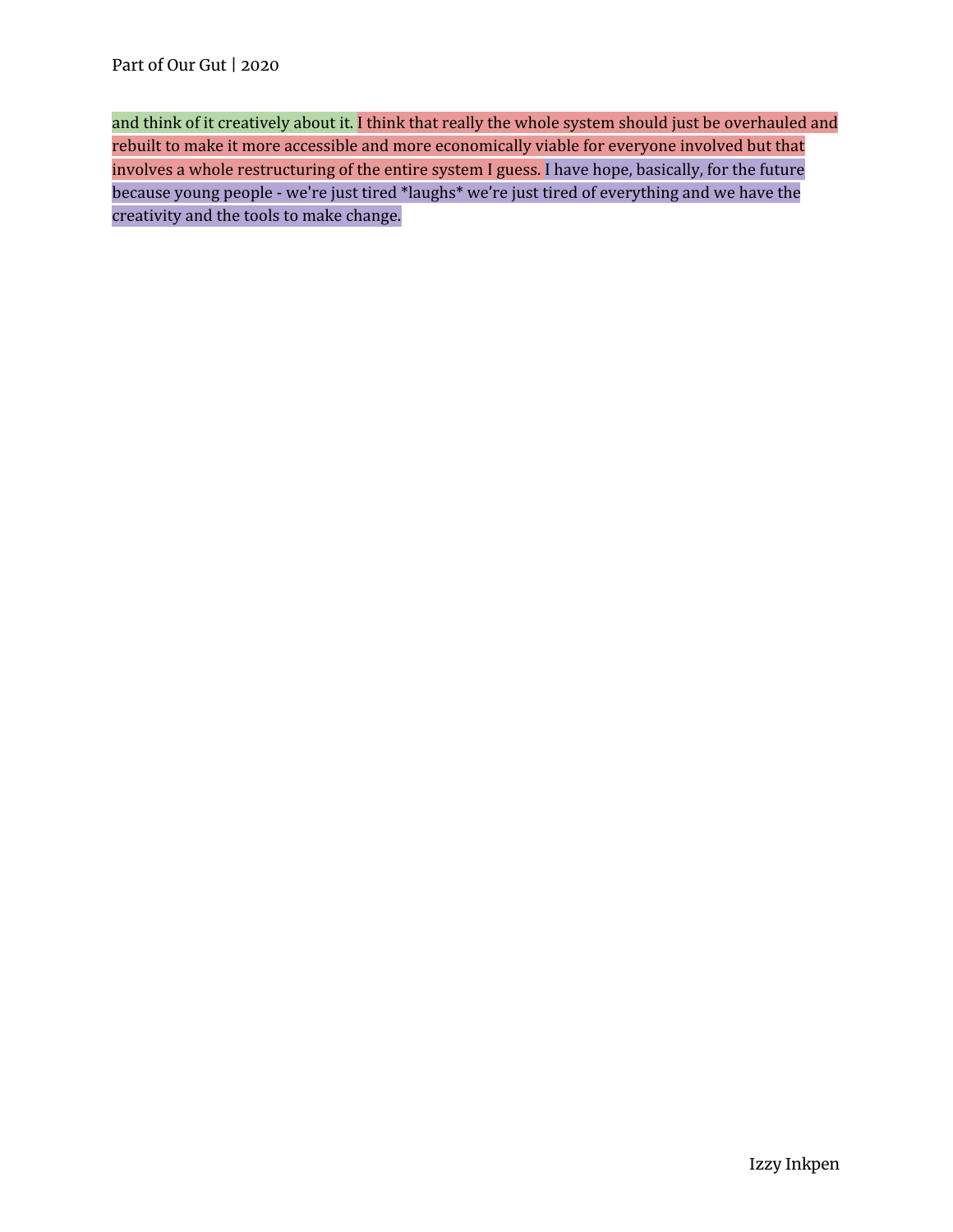and think of it creatively about it. I think that really the whole system should just be overhauled and rebuilt to make it more accessible and more economically viable for everyone involved but that involves a whole restructuring of the entire system I guess. I have hope, basically, for the future because young people - we're just tired *laughs* we’re just tired of everything and we have the creativity and the tools to make change.